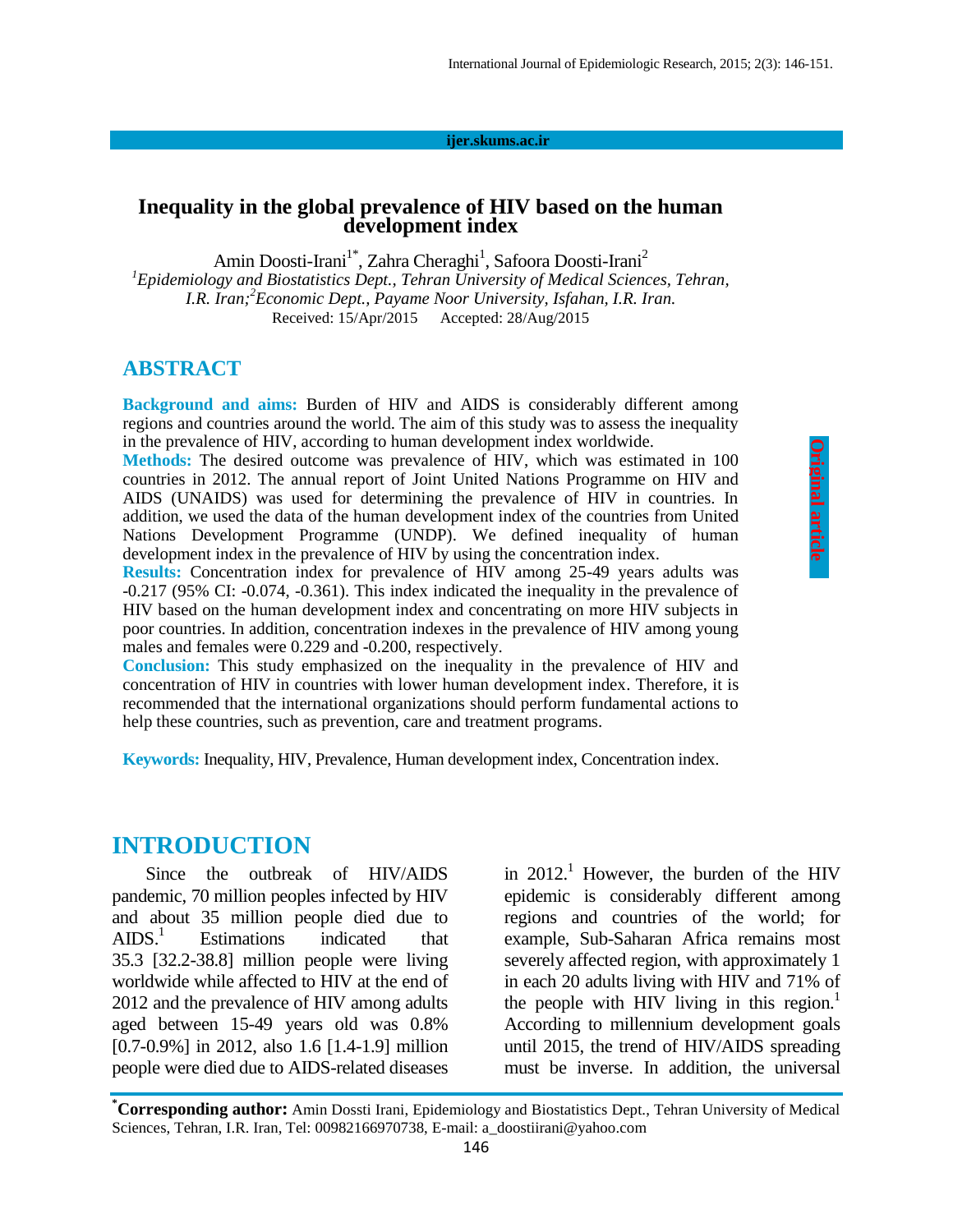# Inequality in the global prevalence of HIV based on the human development index

Amin Doosti-Irani[1*], Zahra Cheraghi[1], Safoora Doosti-Irani[2]

[1]*Epidemiology and Biostatistics Dept., Tehran University of Medical Sciences, Tehran, I.R. Iran;*[2]*Economic Dept., Payame Noor University, Isfahan, I.R. Iran.*

Received: 15/Apr/2015 Accepted: 28/Aug/2015

Original article

## ABSTRACT

**Background and aims:** Burden of HIV and AIDS is considerably different among regions and countries around the world. The aim of this study was to assess the inequality in the prevalence of HIV, according to human development index worldwide.

**Methods:** The desired outcome was prevalence of HIV, which was estimated in 100 countries in 2012. The annual report of Joint United Nations Programme on HIV and AIDS (UNAIDS) was used for determining the prevalence of HIV in countries. In addition, we used the data of the human development index of the countries from United Nations Development Programme (UNDP). We defined inequality of human development index in the prevalence of HIV by using the concentration index.

**Results:** Concentration index for prevalence of HIV among 25-49 years adults was -0.217 (95% CI: -0.074, -0.361). This index indicated the inequality in the prevalence of HIV based on the human development index and concentrating on more HIV subjects in poor countries. In addition, concentration indexes in the prevalence of HIV among young males and females were 0.229 and -0.200, respectively.

**Conclusion:** This study emphasized on the inequality in the prevalence of HIV and concentration of HIV in countries with lower human development index. Therefore, it is recommended that the international organizations should perform fundamental actions to help these countries, such as prevention, care and treatment programs.

**Keywords:** Inequality, HIV, Prevalence, Human development index, Concentration index.

## INTRODUCTION

Since the outbreak of HIV/AIDS pandemic, 70 million peoples infected by HIV and about 35 million people died due to AIDS.[1] Estimations indicated that 35.3 [32.2-38.8] million people were living worldwide while affected to HIV at the end of 2012 and the prevalence of HIV among adults aged between 15-49 years old was 0.8% [0.7-0.9%] in 2012, also 1.6 [1.4-1.9] million people were died due to AIDS-related diseases in 2012.[1] However, the burden of the HIV epidemic is considerably different among regions and countries of the world; for example, Sub-Saharan Africa remains most severely affected region, with approximately 1 in each 20 adults living with HIV and 71% of the people with HIV living in this region.[1] According to millennium development goals until 2015, the trend of HIV/AIDS spreading must be inverse. In addition, the universal

[*]**Corresponding author:** Amin Dossti Irani, Epidemiology and Biostatistics Dept., Tehran University of Medical Sciences, Tehran, I.R. Iran, Tel: 00982166970738, E-mail: a_doostiirani@yahoo.com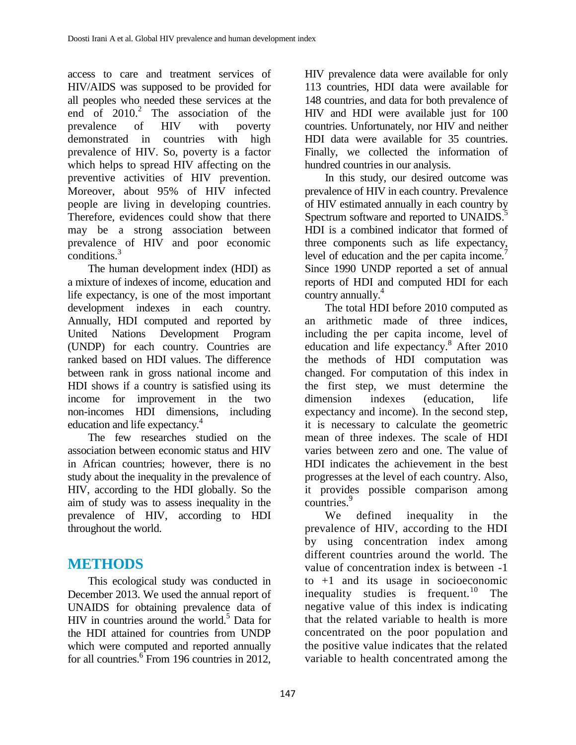access to care and treatment services of HIV/AIDS was supposed to be provided for all peoples who needed these services at the end of 2010.[2] The association of the prevalence of HIV with poverty demonstrated in countries with high prevalence of HIV. So, poverty is a factor which helps to spread HIV affecting on the preventive activities of HIV prevention. Moreover, about 95% of HIV infected people are living in developing countries. Therefore, evidences could show that there may be a strong association between prevalence of HIV and poor economic conditions.[3]

The human development index (HDI) as a mixture of indexes of income, education and life expectancy, is one of the most important development indexes in each country. Annually, HDI computed and reported by United Nations Development Program (UNDP) for each country. Countries are ranked based on HDI values. The difference between rank in gross national income and HDI shows if a country is satisfied using its income for improvement in the two non-incomes HDI dimensions, including education and life expectancy.[4]

The few researches studied on the association between economic status and HIV in African countries; however, there is no study about the inequality in the prevalence of HIV, according to the HDI globally. So the aim of study was to assess inequality in the prevalence of HIV, according to HDI throughout the world.

## METHODS

This ecological study was conducted in December 2013. We used the annual report of UNAIDS for obtaining prevalence data of HIV in countries around the world.[5] Data for the HDI attained for countries from UNDP which were computed and reported annually for all countries.[6] From 196 countries in 2012, HIV prevalence data were available for only 113 countries, HDI data were available for 148 countries, and data for both prevalence of HIV and HDI were available just for 100 countries. Unfortunately, nor HIV and neither HDI data were available for 35 countries. Finally, we collected the information of hundred countries in our analysis.

In this study, our desired outcome was prevalence of HIV in each country. Prevalence of HIV estimated annually in each country by Spectrum software and reported to UNAIDS.[5] HDI is a combined indicator that formed of three components such as life expectancy, level of education and the per capita income.[7] Since 1990 UNDP reported a set of annual reports of HDI and computed HDI for each country annually.[4]

The total HDI before 2010 computed as an arithmetic made of three indices, including the per capita income, level of education and life expectancy.[8] After 2010 the methods of HDI computation was changed. For computation of this index in the first step, we must determine the dimension indexes (education, life expectancy and income). In the second step, it is necessary to calculate the geometric mean of three indexes. The scale of HDI varies between zero and one. The value of HDI indicates the achievement in the best progresses at the level of each country. Also, it provides possible comparison among countries.[9]

We defined inequality in the prevalence of HIV, according to the HDI by using concentration index among different countries around the world. The value of concentration index is between -1 to +1 and its usage in socioeconomic inequality studies is frequent.[10] The negative value of this index is indicating that the related variable to health is more concentrated on the poor population and the positive value indicates that the related variable to health concentrated among the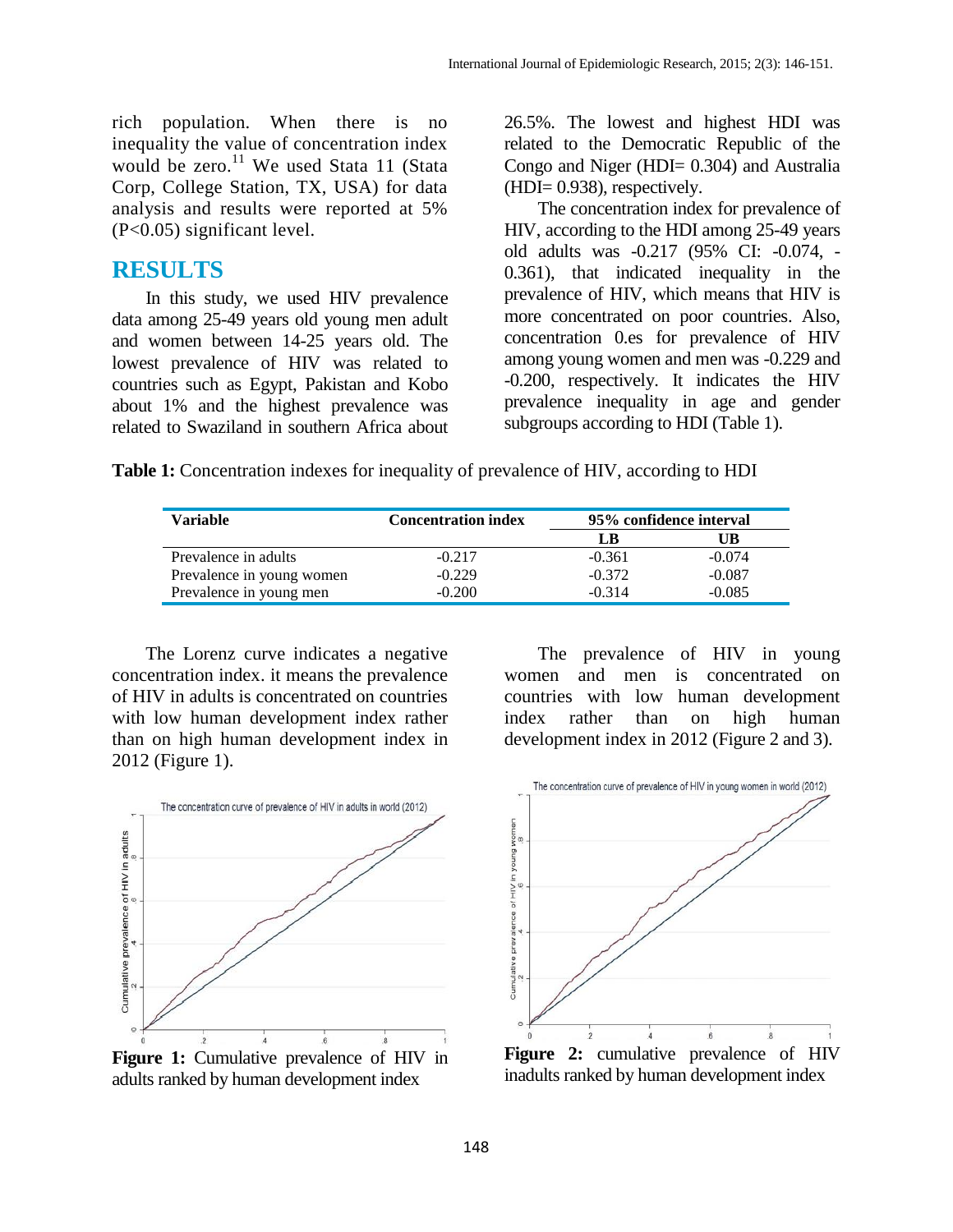rich population. When there is no inequality the value of concentration index would be zero.[11] We used Stata 11 (Stata Corp, College Station, TX, USA) for data analysis and results were reported at 5% (P<0.05) significant level.

## RESULTS

In this study, we used HIV prevalence data among 25-49 years old young men adult and women between 14-25 years old. The lowest prevalence of HIV was related to countries such as Egypt, Pakistan and Kobo about 1% and the highest prevalence was related to Swaziland in southern Africa about 26.5%. The lowest and highest HDI was related to the Democratic Republic of the Congo and Niger (HDI= 0.304) and Australia (HDI= 0.938), respectively.

The concentration index for prevalence of HIV, according to the HDI among 25-49 years old adults was -0.217 (95% CI: -0.074, -0.361), that indicated inequality in the prevalence of HIV, which means that HIV is more concentrated on poor countries. Also, concentration 0.es for prevalence of HIV among young women and men was -0.229 and -0.200, respectively. It indicates the HIV prevalence inequality in age and gender subgroups according to HDI (Table 1).

**Table 1:** Concentration indexes for inequality of prevalence of HIV, according to HDI

| Variable | Concentration index | 95% confidence interval | |
|---|---|---|---|
| | | LB | UB |
| Prevalence in adults | -0.217 | -0.361 | -0.074 |
| Prevalence in young women | -0.229 | -0.372 | -0.087 |
| Prevalence in young men | -0.200 | -0.314 | -0.085 |

The Lorenz curve indicates a negative concentration index. it means the prevalence of HIV in adults is concentrated on countries with low human development index rather than on high human development index in 2012 (Figure 1).

The prevalence of HIV in young women and men is concentrated on countries with low human development index rather than on high human development index in 2012 (Figure 2 and 3).

The concentration curve of prevalence of HIV in adults in world (2012)

Cumulative prevalence of HIV in adults

0 .2 .4 .6 .8 1

0 .2 .4 .6 .8 1

**Figure 1:** Cumulative prevalence of HIV in adults ranked by human development index

The concentration curve of prevalence of HIV in young women in world (2012)

Cumulative prevalence of HIV in young women

0 .2 .4 .6 .8 1

0 .2 .4 .6 .8 1

**Figure 2:** cumulative prevalence of HIV inadults ranked by human development index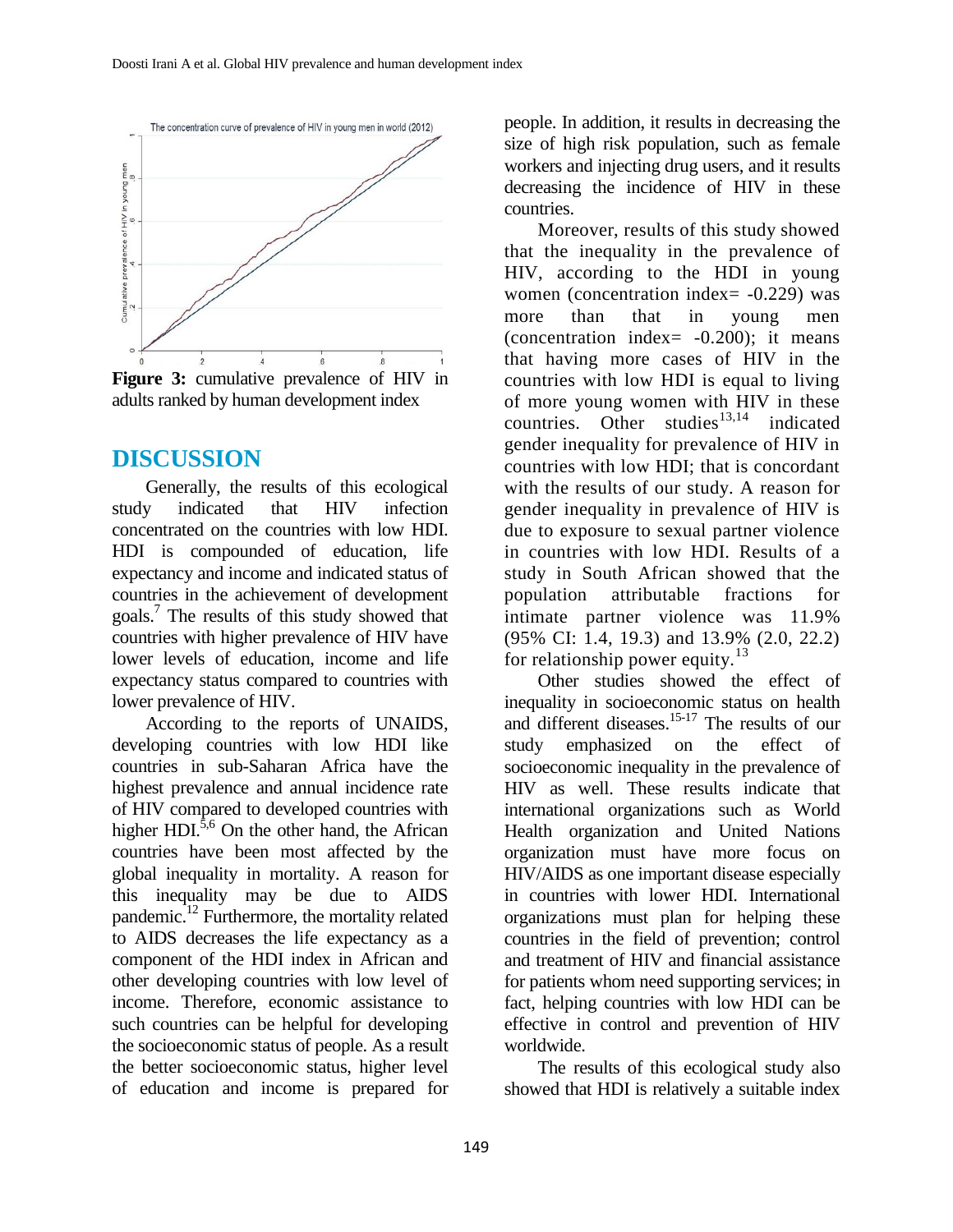The concentration curve of prevalence of HIV in young men in world (2012)

Cumulative prevalence of HIV in young men

0 .2 .4 .6 .8 1

0 .2 .4 .6 .8 1

**Figure 3:** cumulative prevalence of HIV in adults ranked by human development index

## DISCUSSION

Generally, the results of this ecological study indicated that HIV infection concentrated on the countries with low HDI. HDI is compounded of education, life expectancy and income and indicated status of countries in the achievement of development goals.[7] The results of this study showed that countries with higher prevalence of HIV have lower levels of education, income and life expectancy status compared to countries with lower prevalence of HIV.

According to the reports of UNAIDS, developing countries with low HDI like countries in sub-Saharan Africa have the highest prevalence and annual incidence rate of HIV compared to developed countries with higher HDI.[5,6] On the other hand, the African countries have been most affected by the global inequality in mortality. A reason for this inequality may be due to AIDS pandemic.[12] Furthermore, the mortality related to AIDS decreases the life expectancy as a component of the HDI index in African and other developing countries with low level of income. Therefore, economic assistance to such countries can be helpful for developing the socioeconomic status of people. As a result the better socioeconomic status, higher level of education and income is prepared for people. In addition, it results in decreasing the size of high risk population, such as female workers and injecting drug users, and it results decreasing the incidence of HIV in these countries.

Moreover, results of this study showed that the inequality in the prevalence of HIV, according to the HDI in young women (concentration index= -0.229) was more than that in young men (concentration index= -0.200); it means that having more cases of HIV in the countries with low HDI is equal to living of more young women with HIV in these countries. Other studies[13,14] indicated gender inequality for prevalence of HIV in countries with low HDI; that is concordant with the results of our study. A reason for gender inequality in prevalence of HIV is due to exposure to sexual partner violence in countries with low HDI. Results of a study in South African showed that the population attributable fractions for intimate partner violence was 11.9% (95% CI: 1.4, 19.3) and 13.9% (2.0, 22.2) for relationship power equity.[13]

Other studies showed the effect of inequality in socioeconomic status on health and different diseases.[15-17] The results of our study emphasized on the effect of socioeconomic inequality in the prevalence of HIV as well. These results indicate that international organizations such as World Health organization and United Nations organization must have more focus on HIV/AIDS as one important disease especially in countries with lower HDI. International organizations must plan for helping these countries in the field of prevention; control and treatment of HIV and financial assistance for patients whom need supporting services; in fact, helping countries with low HDI can be effective in control and prevention of HIV worldwide.

The results of this ecological study also showed that HDI is relatively a suitable index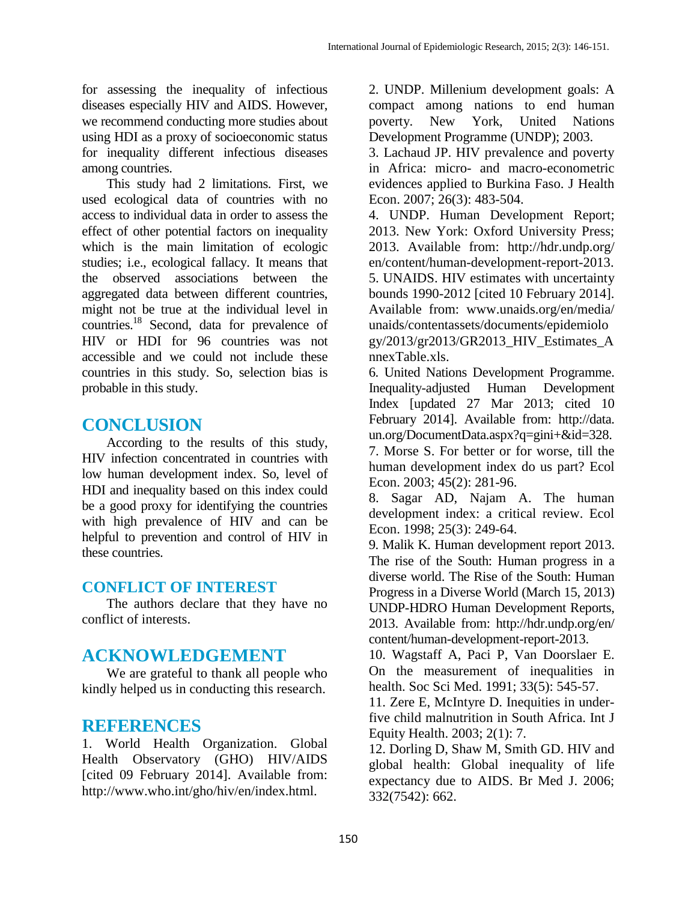for assessing the inequality of infectious diseases especially HIV and AIDS. However, we recommend conducting more studies about using HDI as a proxy of socioeconomic status for inequality different infectious diseases among countries.

This study had 2 limitations. First, we used ecological data of countries with no access to individual data in order to assess the effect of other potential factors on inequality which is the main limitation of ecologic studies; i.e., ecological fallacy. It means that the observed associations between the aggregated data between different countries, might not be true at the individual level in countries.[18] Second, data for prevalence of HIV or HDI for 96 countries was not accessible and we could not include these countries in this study. So, selection bias is probable in this study.

## CONCLUSION

According to the results of this study, HIV infection concentrated in countries with low human development index. So, level of HDI and inequality based on this index could be a good proxy for identifying the countries with high prevalence of HIV and can be helpful to prevention and control of HIV in these countries.

## CONFLICT OF INTEREST

The authors declare that they have no conflict of interests.

## ACKNOWLEDGEMENT

We are grateful to thank all people who kindly helped us in conducting this research.

## REFERENCES

1. World Health Organization. Global Health Observatory (GHO) HIV/AIDS [cited 09 February 2014]. Available from: http://www.who.int/gho/hiv/en/index.html.
2. UNDP. Millenium development goals: A compact among nations to end human poverty. New York, United Nations Development Programme (UNDP); 2003.
3. Lachaud JP. HIV prevalence and poverty in Africa: micro- and macro-econometric evidences applied to Burkina Faso. J Health Econ. 2007; 26(3): 483-504.
4. UNDP. Human Development Report; 2013. New York: Oxford University Press; 2013. Available from: http://hdr.undp.org/en/content/human-development-report-2013.
5. UNAIDS. HIV estimates with uncertainty bounds 1990-2012 [cited 10 February 2014]. Available from: www.unaids.org/en/media/unaids/contentassets/documents/epidemiology/2013/gr2013/GR2013_HIV_Estimates_AnnexTable.xls.
6. United Nations Development Programme. Inequality-adjusted Human Development Index [updated 27 Mar 2013; cited 10 February 2014]. Available from: http://data.un.org/DocumentData.aspx?q=gini+&id=328.
7. Morse S. For better or for worse, till the human development index do us part? Ecol Econ. 2003; 45(2): 281-96.
8. Sagar AD, Najam A. The human development index: a critical review. Ecol Econ. 1998; 25(3): 249-64.
9. Malik K. Human development report 2013. The rise of the South: Human progress in a diverse world. The Rise of the South: Human Progress in a Diverse World (March 15, 2013) UNDP-HDRO Human Development Reports, 2013. Available from: http://hdr.undp.org/en/content/human-development-report-2013.
10. Wagstaff A, Paci P, Van Doorslaer E. On the measurement of inequalities in health. Soc Sci Med. 1991; 33(5): 545-57.
11. Zere E, McIntyre D. Inequities in under-five child malnutrition in South Africa. Int J Equity Health. 2003; 2(1): 7.
12. Dorling D, Shaw M, Smith GD. HIV and global health: Global inequality of life expectancy due to AIDS. Br Med J. 2006; 332(7542): 662.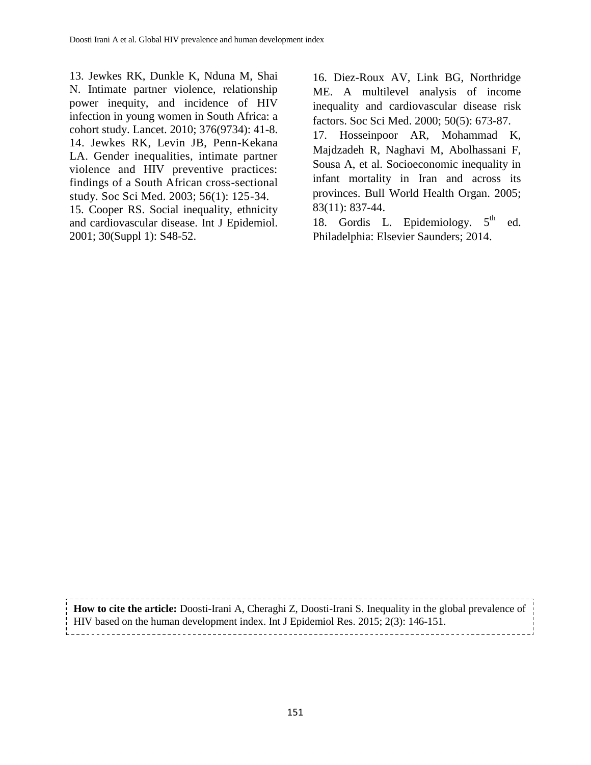13. Jewkes RK, Dunkle K, Nduna M, Shai N. Intimate partner violence, relationship power inequity, and incidence of HIV infection in young women in South Africa: a cohort study. Lancet. 2010; 376(9734): 41-8.

14. Jewkes RK, Levin JB, Penn-Kekana LA. Gender inequalities, intimate partner violence and HIV preventive practices: findings of a South African cross-sectional study. Soc Sci Med. 2003; 56(1): 125-34.

15. Cooper RS. Social inequality, ethnicity and cardiovascular disease. Int J Epidemiol. 2001; 30(Suppl 1): S48-52.

16. Diez-Roux AV, Link BG, Northridge ME. A multilevel analysis of income inequality and cardiovascular disease risk factors. Soc Sci Med. 2000; 50(5): 673-87.

17. Hosseinpoor AR, Mohammad K, Majdzadeh R, Naghavi M, Abolhassani F, Sousa A, et al. Socioeconomic inequality in infant mortality in Iran and across its provinces. Bull World Health Organ. 2005; 83(11): 837-44.

18. Gordis L. Epidemiology. 5th ed. Philadelphia: Elsevier Saunders; 2014.

**How to cite the article:** Doosti-Irani A, Cheraghi Z, Doosti-Irani S. Inequality in the global prevalence of HIV based on the human development index. Int J Epidemiol Res. 2015; 2(3): 146-151.